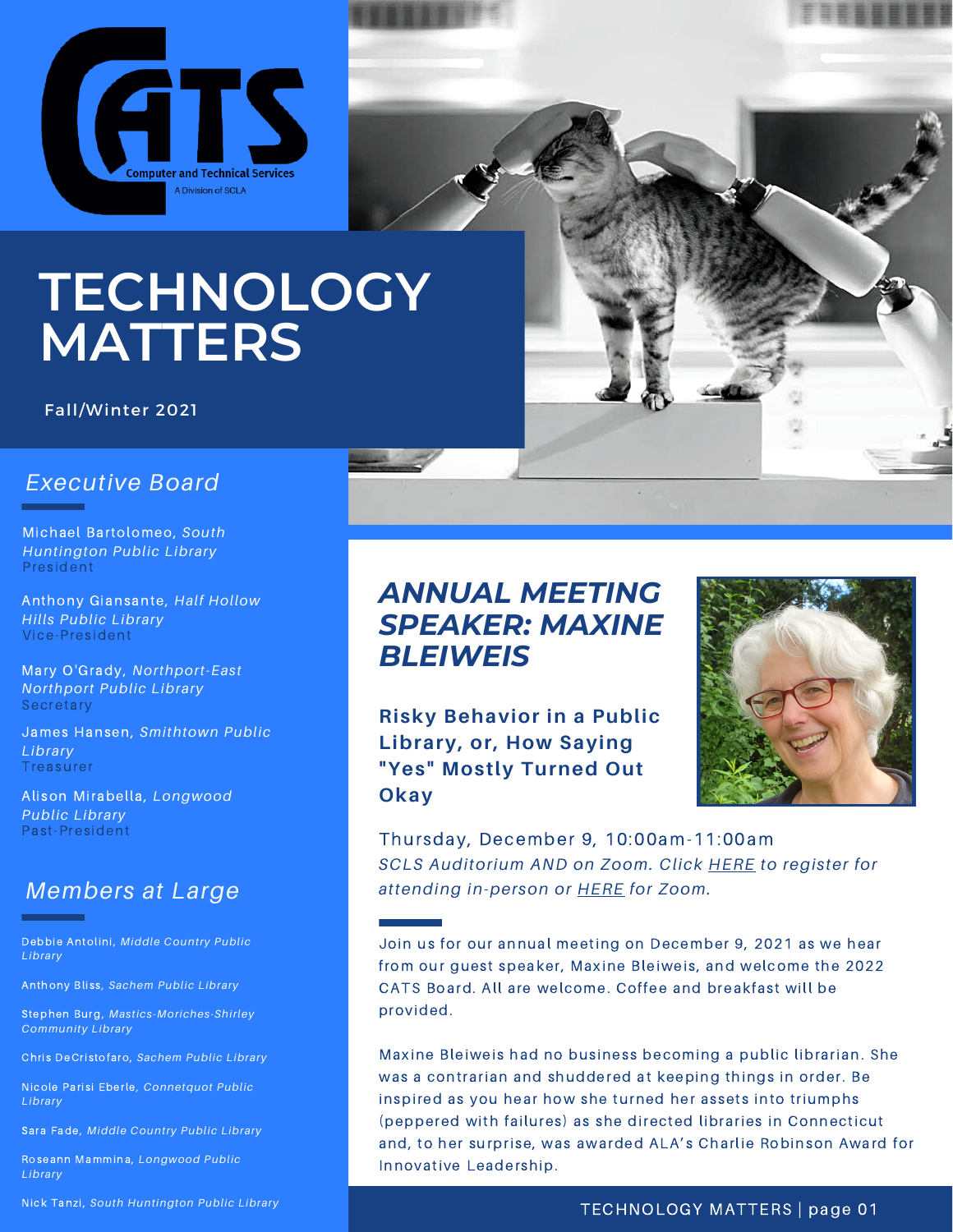CATS
Computer and Technical Services
A Division of SCLA

# TECHNOLOGY MATTERS

Fall/Winter 2021

## *Executive Board*

Michael Bartolomeo, *South Huntington Public Library*
President

Anthony Giansante, *Half Hollow Hills Public Library*
Vice-President

Mary O'Grady, *Northport-East Northport Public Library*
Secretary

James Hansen, *Smithtown Public Library*
Treasurer

Alison Mirabella, *Longwood Public Library*
Past-President

## *Members at Large*

Debbie Antolini, *Middle Country Public Library*

Anthony Bliss, *Sachem Public Library*

Stephen Burg, *Mastics-Moriches-Shirley Community Library*

Chris DeCristofaro, *Sachem Public Library*

Nicole Parisi Eberle, *Connetquot Public Library*

Sara Fade, *Middle Country Public Library*

Roseann Mammina, *Longwood Public Library*

Nick Tanzi, *South Huntington Public Library*

## *ANNUAL MEETING SPEAKER: MAXINE BLEIWEIS*

**Risky Behavior in a Public Library, or, How Saying "Yes" Mostly Turned Out Okay**

Thursday, December 9, 10:00am-11:00am
*SCLS Auditorium AND on Zoom. Click HERE to register for attending in-person or HERE for Zoom.*

Join us for our annual meeting on December 9, 2021 as we hear from our guest speaker, Maxine Bleiweis, and welcome the 2022 CATS Board. All are welcome. Coffee and breakfast will be provided.

Maxine Bleiweis had no business becoming a public librarian. She was a contrarian and shuddered at keeping things in order. Be inspired as you hear how she turned her assets into triumphs (peppered with failures) as she directed libraries in Connecticut and, to her surprise, was awarded ALA's Charlie Robinson Award for Innovative Leadership.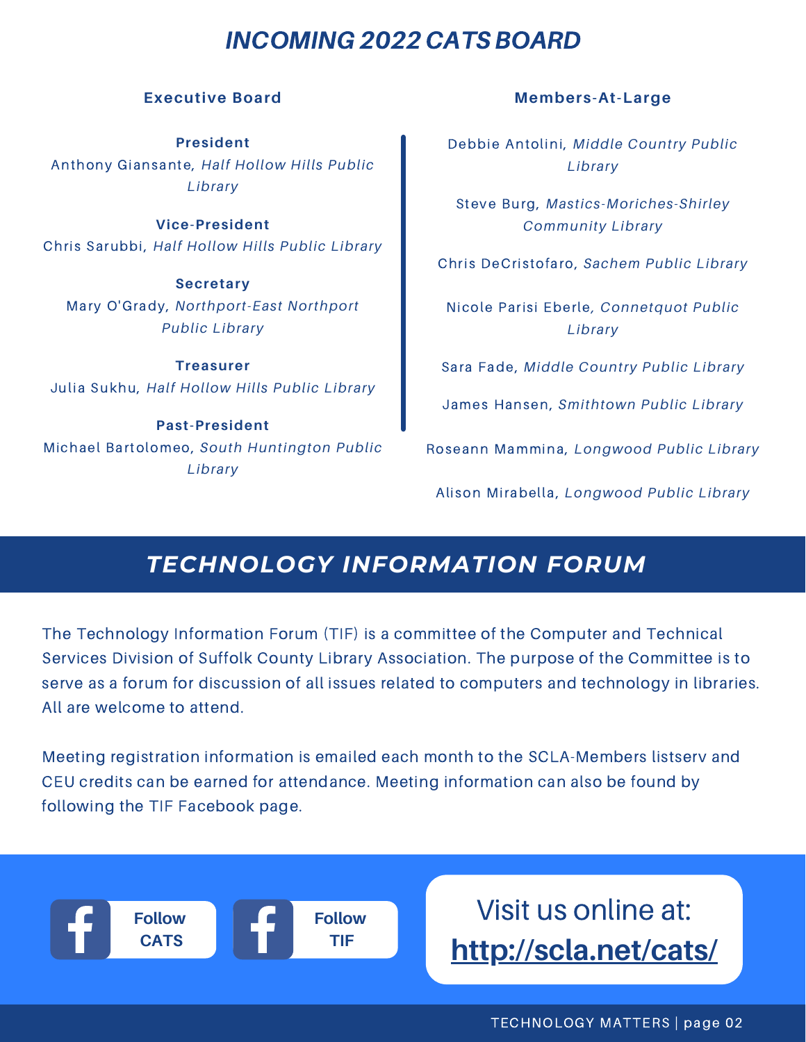# INCOMING 2022 CATS BOARD

## Executive Board

**President**
Anthony Giansante, *Half Hollow Hills Public Library*

**Vice-President**
Chris Sarubbi, *Half Hollow Hills Public Library*

**Secretary**
Mary O'Grady, *Northport-East Northport Public Library*

**Treasurer**
Julia Sukhu, *Half Hollow Hills Public Library*

**Past-President**
Michael Bartolomeo, *South Huntington Public Library*

## Members-At-Large

Debbie Antolini, *Middle Country Public Library*

Steve Burg, *Mastics-Moriches-Shirley Community Library*

Chris DeCristofaro, *Sachem Public Library*

Nicole Parisi Eberle, *Connetquot Public Library*

Sara Fade, *Middle Country Public Library*

James Hansen, *Smithtown Public Library*

Roseann Mammina, *Longwood Public Library*

Alison Mirabella, *Longwood Public Library*

# TECHNOLOGY INFORMATION FORUM

The Technology Information Forum (TIF) is a committee of the Computer and Technical Services Division of Suffolk County Library Association. The purpose of the Committee is to serve as a forum for discussion of all issues related to computers and technology in libraries. All are welcome to attend.

Meeting registration information is emailed each month to the SCLA-Members listserv and CEU credits can be earned for attendance. Meeting information can also be found by following the TIF Facebook page.

Follow CATS

Follow TIF

Visit us online at: **http://scla.net/cats/**